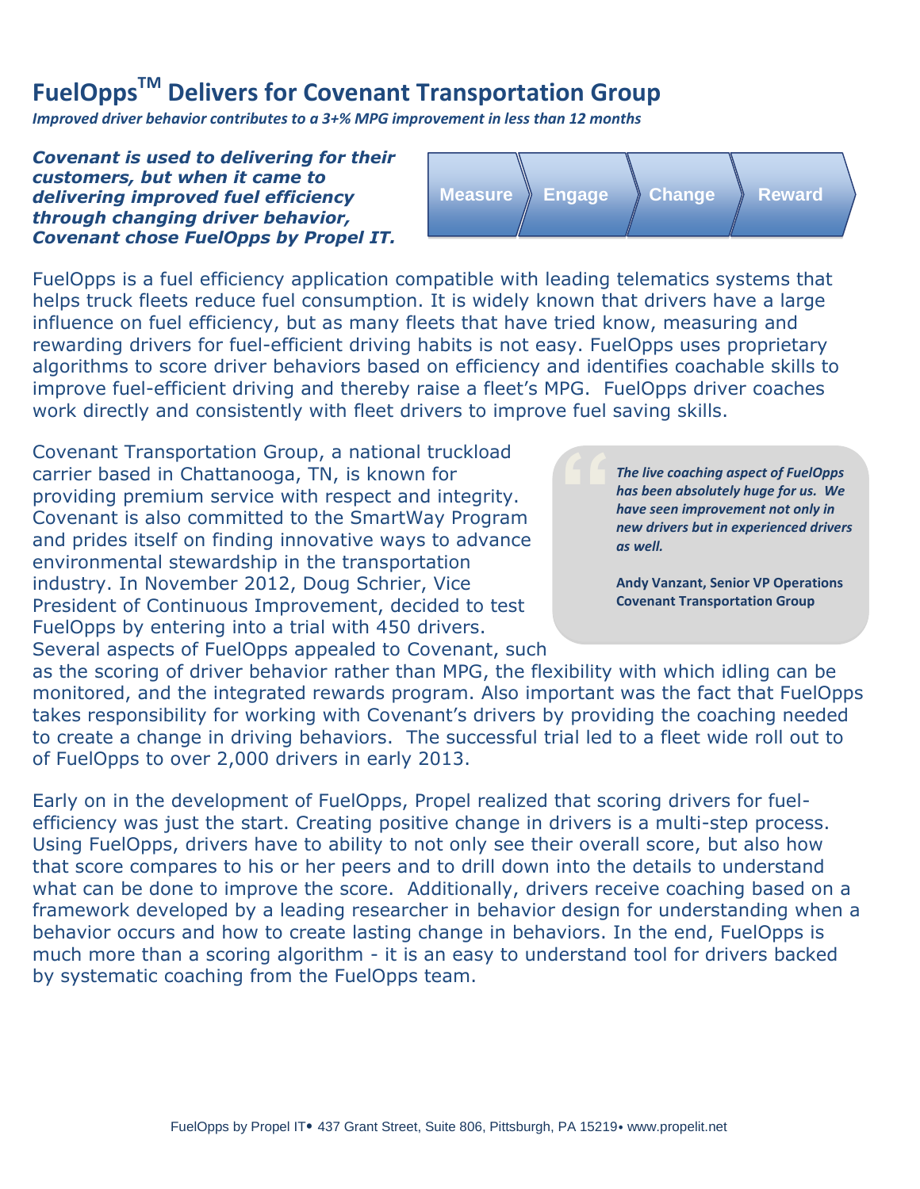# FuelOpps$^{TM}$ Delivers for Covenant Transportation Group

***Improved driver behavior contributes to a 3+% MPG improvement in less than 12 months***

***Covenant is used to delivering for their customers, but when it came to delivering improved fuel efficiency through changing driver behavior, Covenant chose FuelOpps by Propel IT.***

Measure → Engage → Change → Reward

FuelOpps is a fuel efficiency application compatible with leading telematics systems that helps truck fleets reduce fuel consumption. It is widely known that drivers have a large influence on fuel efficiency, but as many fleets that have tried know, measuring and rewarding drivers for fuel-efficient driving habits is not easy. FuelOpps uses proprietary algorithms to score driver behaviors based on efficiency and identifies coachable skills to improve fuel-efficient driving and thereby raise a fleet's MPG. FuelOpps driver coaches work directly and consistently with fleet drivers to improve fuel saving skills.

Covenant Transportation Group, a national truckload carrier based in Chattanooga, TN, is known for providing premium service with respect and integrity. Covenant is also committed to the SmartWay Program and prides itself on finding innovative ways to advance environmental stewardship in the transportation industry. In November 2012, Doug Schrier, Vice President of Continuous Improvement, decided to test FuelOpps by entering into a trial with 450 drivers. Several aspects of FuelOpps appealed to Covenant, such as the scoring of driver behavior rather than MPG, the flexibility with which idling can be monitored, and the integrated rewards program. Also important was the fact that FuelOpps takes responsibility for working with Covenant's drivers by providing the coaching needed to create a change in driving behaviors. The successful trial led to a fleet wide roll out to of FuelOpps to over 2,000 drivers in early 2013.

> ***The live coaching aspect of FuelOpps has been absolutely huge for us. We have seen improvement not only in new drivers but in experienced drivers as well.***
>
> **Andy Vanzant, Senior VP Operations Covenant Transportation Group**

Early on in the development of FuelOpps, Propel realized that scoring drivers for fuel-efficiency was just the start. Creating positive change in drivers is a multi-step process. Using FuelOpps, drivers have to ability to not only see their overall score, but also how that score compares to his or her peers and to drill down into the details to understand what can be done to improve the score. Additionally, drivers receive coaching based on a framework developed by a leading researcher in behavior design for understanding when a behavior occurs and how to create lasting change in behaviors. In the end, FuelOpps is much more than a scoring algorithm - it is an easy to understand tool for drivers backed by systematic coaching from the FuelOpps team.

FuelOpps by Propel IT• 437 Grant Street, Suite 806, Pittsburgh, PA 15219• www.propelit.net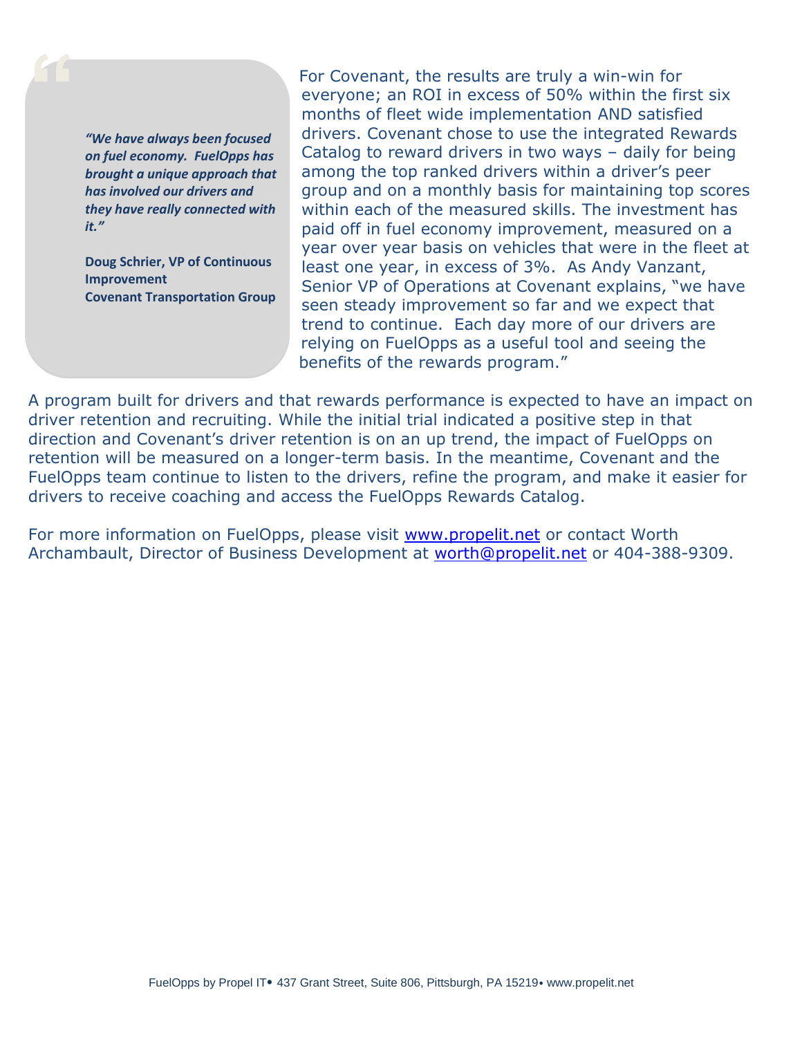> *"We have always been focused on fuel economy. FuelOpps has brought a unique approach that has involved our drivers and they have really connected with it."*
>
> **Doug Schrier, VP of Continuous Improvement**
> **Covenant Transportation Group**

For Covenant, the results are truly a win-win for everyone; an ROI in excess of 50% within the first six months of fleet wide implementation AND satisfied drivers. Covenant chose to use the integrated Rewards Catalog to reward drivers in two ways – daily for being among the top ranked drivers within a driver's peer group and on a monthly basis for maintaining top scores within each of the measured skills. The investment has paid off in fuel economy improvement, measured on a year over year basis on vehicles that were in the fleet at least one year, in excess of 3%. As Andy Vanzant, Senior VP of Operations at Covenant explains, "we have seen steady improvement so far and we expect that trend to continue. Each day more of our drivers are relying on FuelOpps as a useful tool and seeing the benefits of the rewards program."

A program built for drivers and that rewards performance is expected to have an impact on driver retention and recruiting. While the initial trial indicated a positive step in that direction and Covenant's driver retention is on an up trend, the impact of FuelOpps on retention will be measured on a longer-term basis. In the meantime, Covenant and the FuelOpps team continue to listen to the drivers, refine the program, and make it easier for drivers to receive coaching and access the FuelOpps Rewards Catalog.

For more information on FuelOpps, please visit [www.propelit.net](http://www.propelit.net) or contact Worth Archambault, Director of Business Development at [worth@propelit.net](mailto:worth@propelit.net) or 404-388-9309.